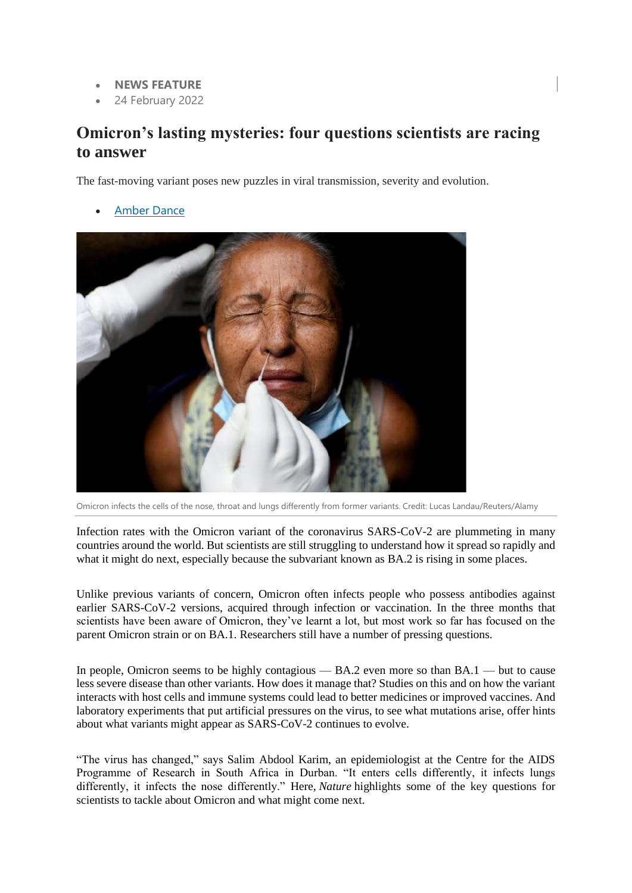- **NEWS FEATURE**
- 24 February 2022

# Omicron's lasting mysteries: four questions scientists are racing to answer

The fast-moving variant poses new puzzles in viral transmission, severity and evolution.

- Amber Dance

Omicron infects the cells of the nose, throat and lungs differently from former variants. Credit: Lucas Landau/Reuters/Alamy

Infection rates with the Omicron variant of the coronavirus SARS-CoV-2 are plummeting in many countries around the world. But scientists are still struggling to understand how it spread so rapidly and what it might do next, especially because the subvariant known as BA.2 is rising in some places.

Unlike previous variants of concern, Omicron often infects people who possess antibodies against earlier SARS-CoV-2 versions, acquired through infection or vaccination. In the three months that scientists have been aware of Omicron, they've learnt a lot, but most work so far has focused on the parent Omicron strain or on BA.1. Researchers still have a number of pressing questions.

In people, Omicron seems to be highly contagious — BA.2 even more so than BA.1 — but to cause less severe disease than other variants. How does it manage that? Studies on this and on how the variant interacts with host cells and immune systems could lead to better medicines or improved vaccines. And laboratory experiments that put artificial pressures on the virus, to see what mutations arise, offer hints about what variants might appear as SARS-CoV-2 continues to evolve.

"The virus has changed," says Salim Abdool Karim, an epidemiologist at the Centre for the AIDS Programme of Research in South Africa in Durban. "It enters cells differently, it infects lungs differently, it infects the nose differently." Here, *Nature* highlights some of the key questions for scientists to tackle about Omicron and what might come next.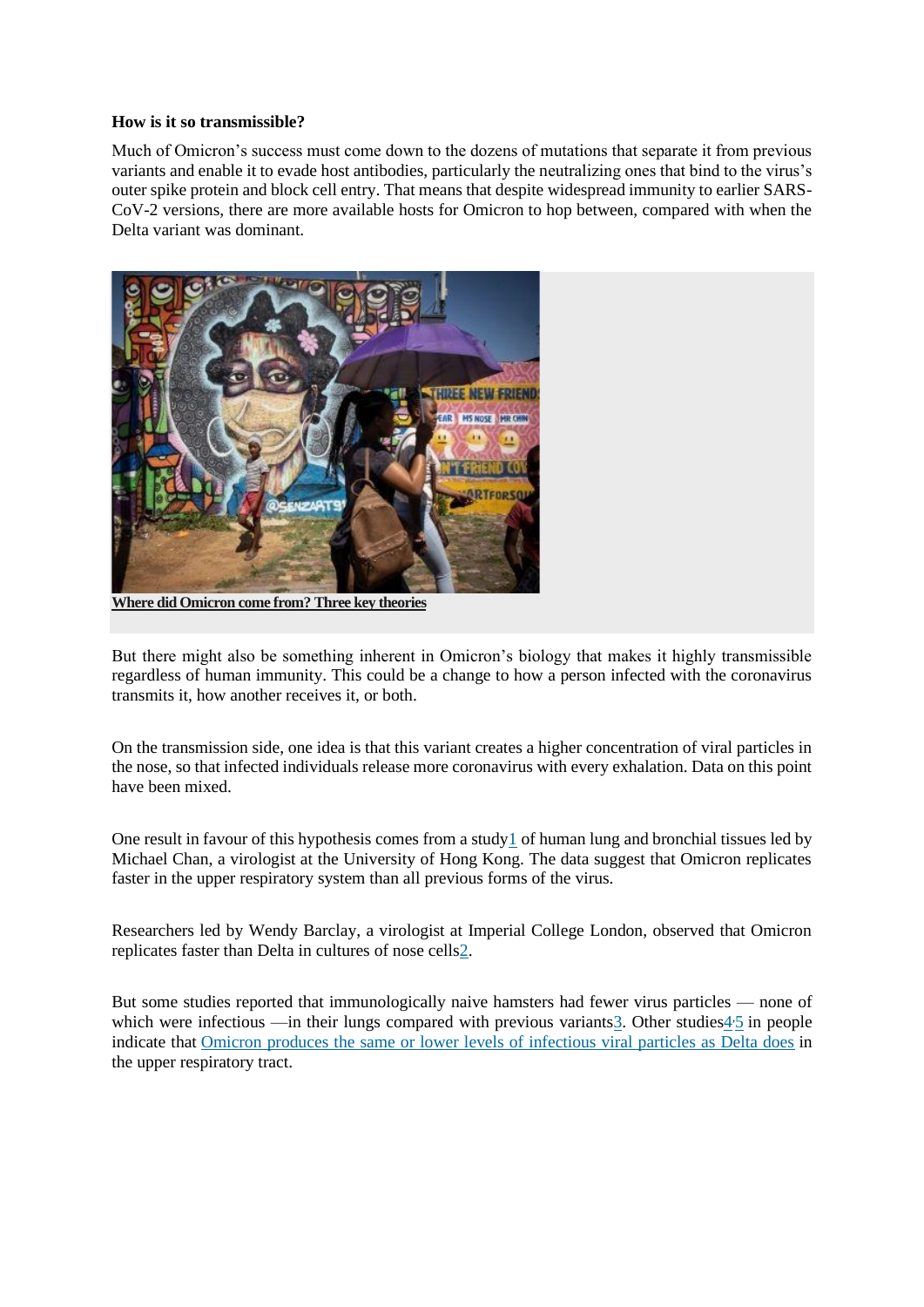**How is it so transmissible?**

Much of Omicron's success must come down to the dozens of mutations that separate it from previous variants and enable it to evade host antibodies, particularly the neutralizing ones that bind to the virus's outer spike protein and block cell entry. That means that despite widespread immunity to earlier SARS-CoV-2 versions, there are more available hosts for Omicron to hop between, compared with when the Delta variant was dominant.

**Where did Omicron come from? Three key theories**

But there might also be something inherent in Omicron's biology that makes it highly transmissible regardless of human immunity. This could be a change to how a person infected with the coronavirus transmits it, how another receives it, or both.

On the transmission side, one idea is that this variant creates a higher concentration of viral particles in the nose, so that infected individuals release more coronavirus with every exhalation. Data on this point have been mixed.

One result in favour of this hypothesis comes from a study[1] of human lung and bronchial tissues led by Michael Chan, a virologist at the University of Hong Kong. The data suggest that Omicron replicates faster in the upper respiratory system than all previous forms of the virus.

Researchers led by Wendy Barclay, a virologist at Imperial College London, observed that Omicron replicates faster than Delta in cultures of nose cells[2].

But some studies reported that immunologically naive hamsters had fewer virus particles — none of which were infectious —in their lungs compared with previous variants[3]. Other studies[4,5] in people indicate that Omicron produces the same or lower levels of infectious viral particles as Delta does in the upper respiratory tract.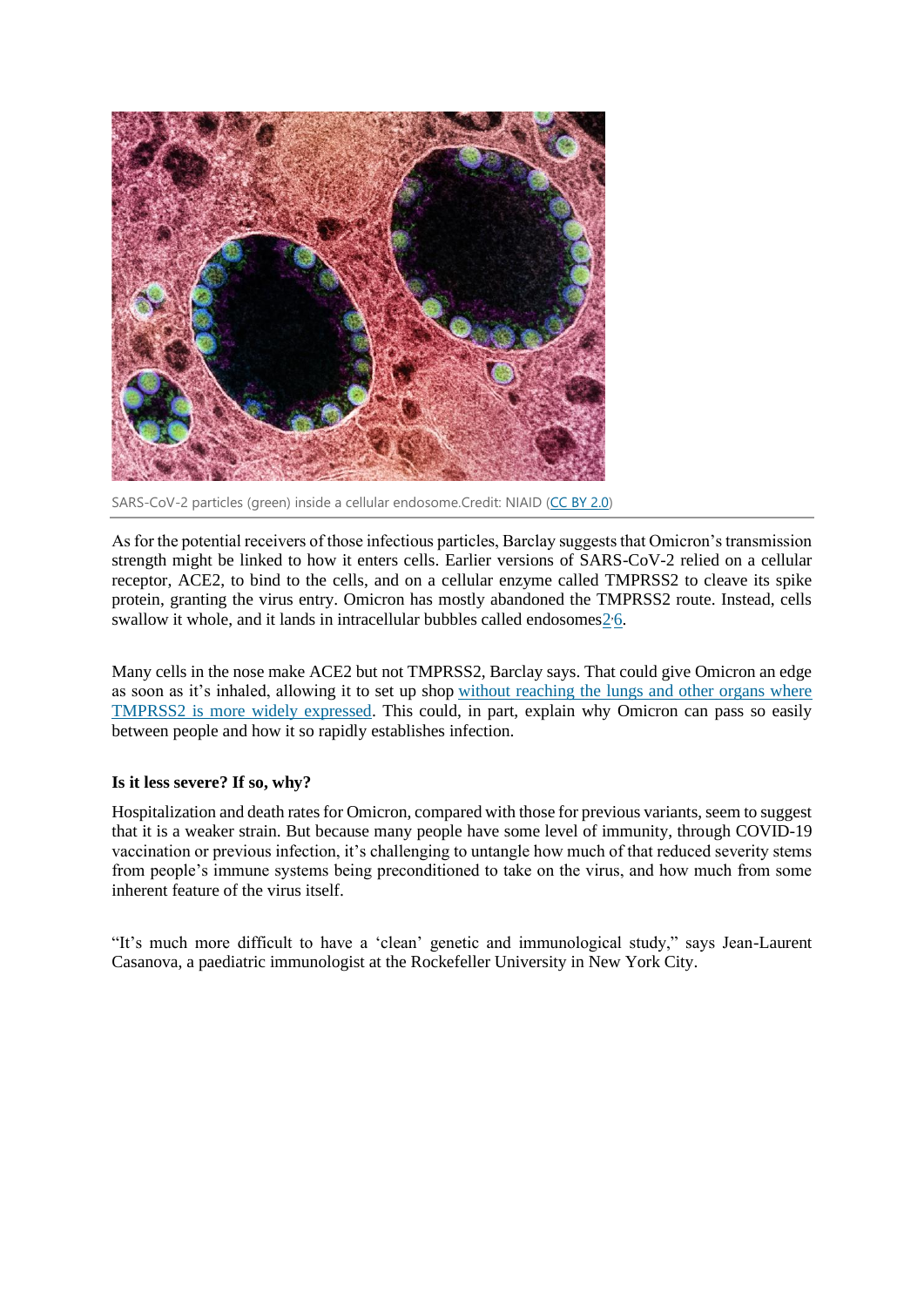SARS-CoV-2 particles (green) inside a cellular endosome.Credit: NIAID (CC BY 2.0)

As for the potential receivers of those infectious particles, Barclay suggests that Omicron's transmission strength might be linked to how it enters cells. Earlier versions of SARS-CoV-2 relied on a cellular receptor, ACE2, to bind to the cells, and on a cellular enzyme called TMPRSS2 to cleave its spike protein, granting the virus entry. Omicron has mostly abandoned the TMPRSS2 route. Instead, cells swallow it whole, and it lands in intracellular bubbles called endosomes[2,6].

Many cells in the nose make ACE2 but not TMPRSS2, Barclay says. That could give Omicron an edge as soon as it's inhaled, allowing it to set up shop without reaching the lungs and other organs where TMPRSS2 is more widely expressed. This could, in part, explain why Omicron can pass so easily between people and how it so rapidly establishes infection.

**Is it less severe? If so, why?**

Hospitalization and death rates for Omicron, compared with those for previous variants, seem to suggest that it is a weaker strain. But because many people have some level of immunity, through COVID-19 vaccination or previous infection, it's challenging to untangle how much of that reduced severity stems from people's immune systems being preconditioned to take on the virus, and how much from some inherent feature of the virus itself.

"It's much more difficult to have a 'clean' genetic and immunological study," says Jean-Laurent Casanova, a paediatric immunologist at the Rockefeller University in New York City.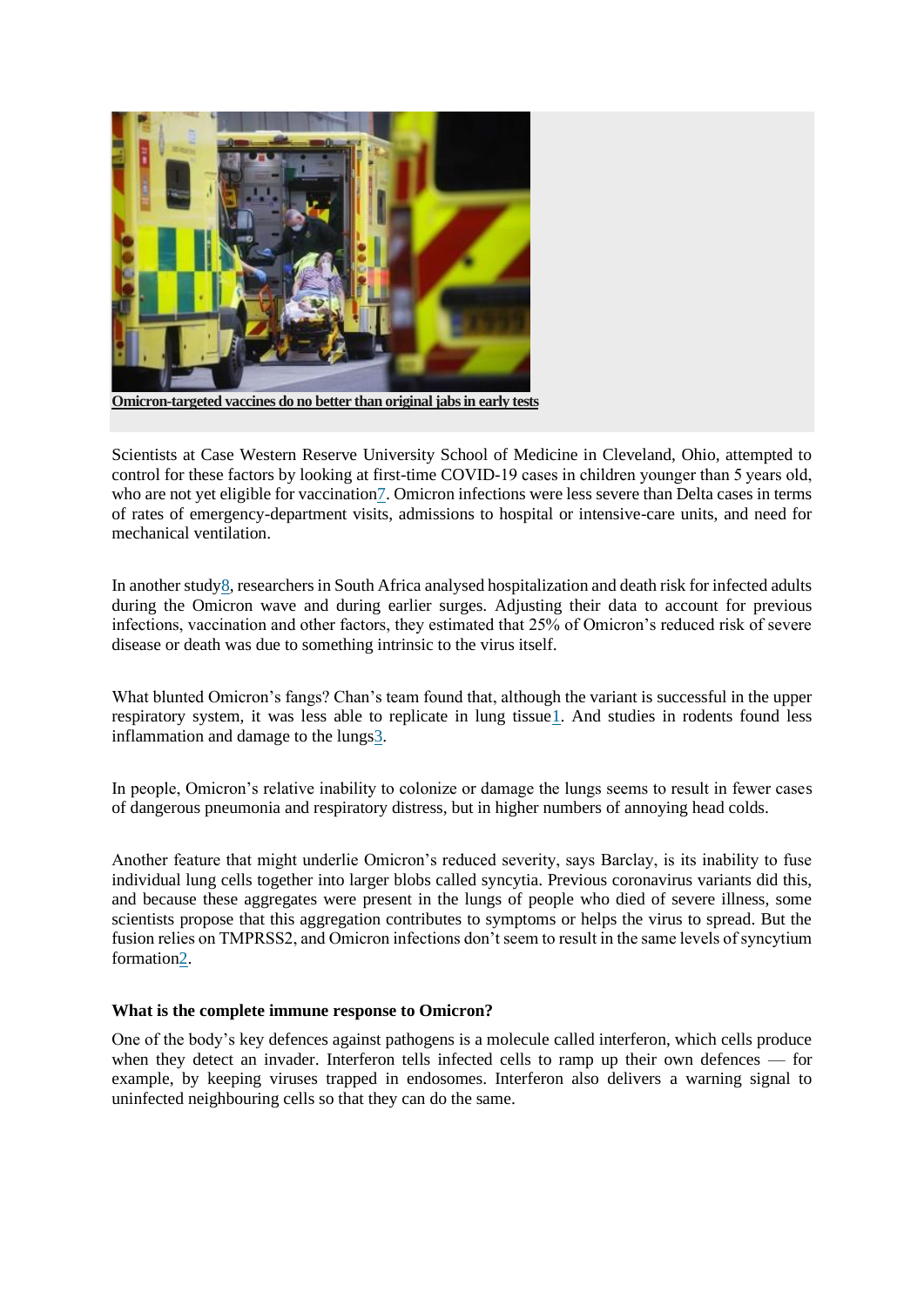**Omicron-targeted vaccines do no better than original jabs in early tests**

Scientists at Case Western Reserve University School of Medicine in Cleveland, Ohio, attempted to control for these factors by looking at first-time COVID-19 cases in children younger than 5 years old, who are not yet eligible for vaccination[7]. Omicron infections were less severe than Delta cases in terms of rates of emergency-department visits, admissions to hospital or intensive-care units, and need for mechanical ventilation.

In another study[8], researchers in South Africa analysed hospitalization and death risk for infected adults during the Omicron wave and during earlier surges. Adjusting their data to account for previous infections, vaccination and other factors, they estimated that 25% of Omicron's reduced risk of severe disease or death was due to something intrinsic to the virus itself.

What blunted Omicron's fangs? Chan's team found that, although the variant is successful in the upper respiratory system, it was less able to replicate in lung tissue[1]. And studies in rodents found less inflammation and damage to the lungs[3].

In people, Omicron's relative inability to colonize or damage the lungs seems to result in fewer cases of dangerous pneumonia and respiratory distress, but in higher numbers of annoying head colds.

Another feature that might underlie Omicron's reduced severity, says Barclay, is its inability to fuse individual lung cells together into larger blobs called syncytia. Previous coronavirus variants did this, and because these aggregates were present in the lungs of people who died of severe illness, some scientists propose that this aggregation contributes to symptoms or helps the virus to spread. But the fusion relies on TMPRSS2, and Omicron infections don't seem to result in the same levels of syncytium formation[2].

### What is the complete immune response to Omicron?

One of the body's key defences against pathogens is a molecule called interferon, which cells produce when they detect an invader. Interferon tells infected cells to ramp up their own defences — for example, by keeping viruses trapped in endosomes. Interferon also delivers a warning signal to uninfected neighbouring cells so that they can do the same.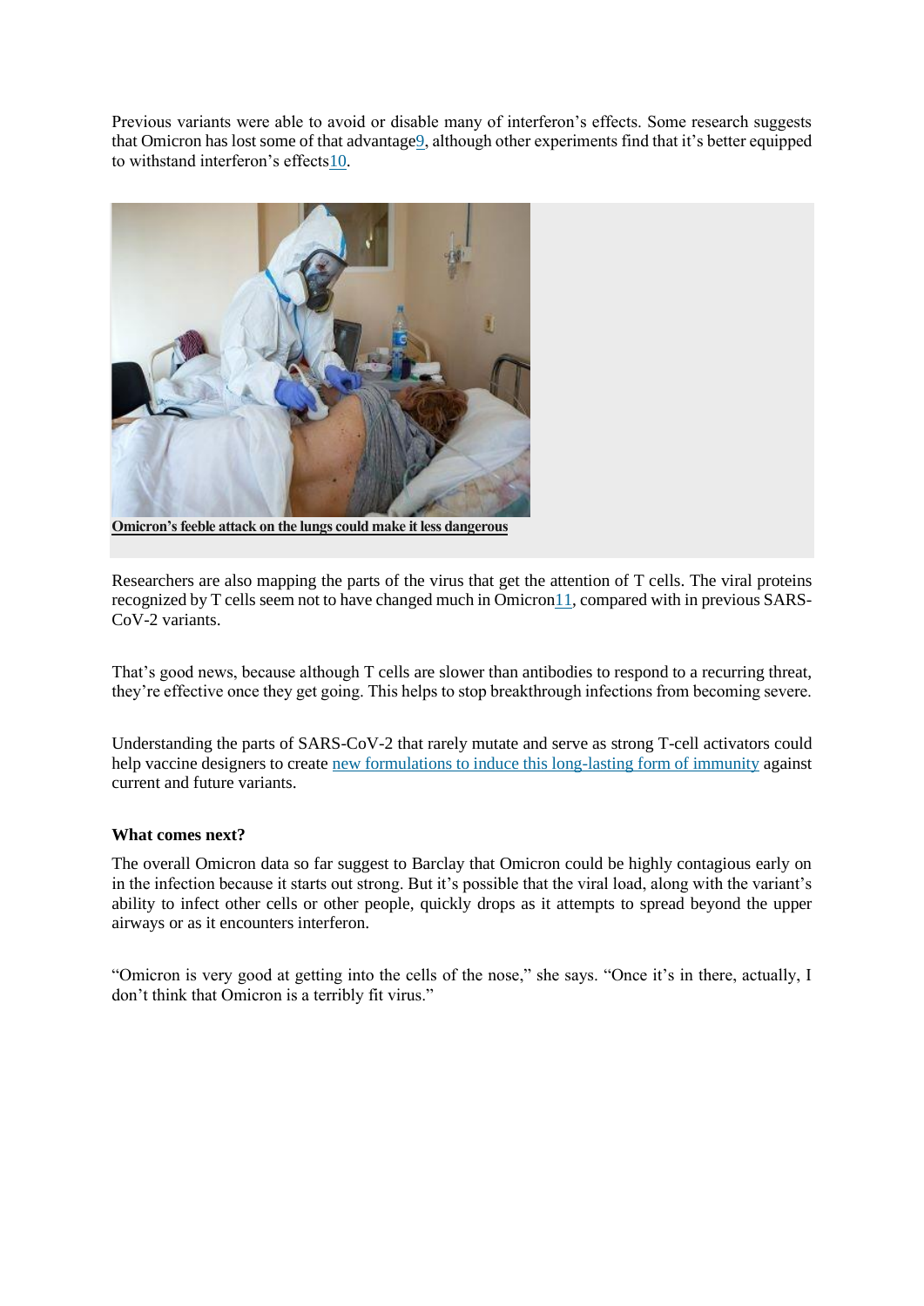Previous variants were able to avoid or disable many of interferon's effects. Some research suggests that Omicron has lost some of that advantage[9], although other experiments find that it's better equipped to withstand interferon's effects[10].

**Omicron's feeble attack on the lungs could make it less dangerous**

Researchers are also mapping the parts of the virus that get the attention of T cells. The viral proteins recognized by T cells seem not to have changed much in Omicron[11], compared with in previous SARS-CoV-2 variants.

That's good news, because although T cells are slower than antibodies to respond to a recurring threat, they're effective once they get going. This helps to stop breakthrough infections from becoming severe.

Understanding the parts of SARS-CoV-2 that rarely mutate and serve as strong T-cell activators could help vaccine designers to create new formulations to induce this long-lasting form of immunity against current and future variants.

**What comes next?**

The overall Omicron data so far suggest to Barclay that Omicron could be highly contagious early on in the infection because it starts out strong. But it's possible that the viral load, along with the variant's ability to infect other cells or other people, quickly drops as it attempts to spread beyond the upper airways or as it encounters interferon.

"Omicron is very good at getting into the cells of the nose," she says. "Once it's in there, actually, I don't think that Omicron is a terribly fit virus."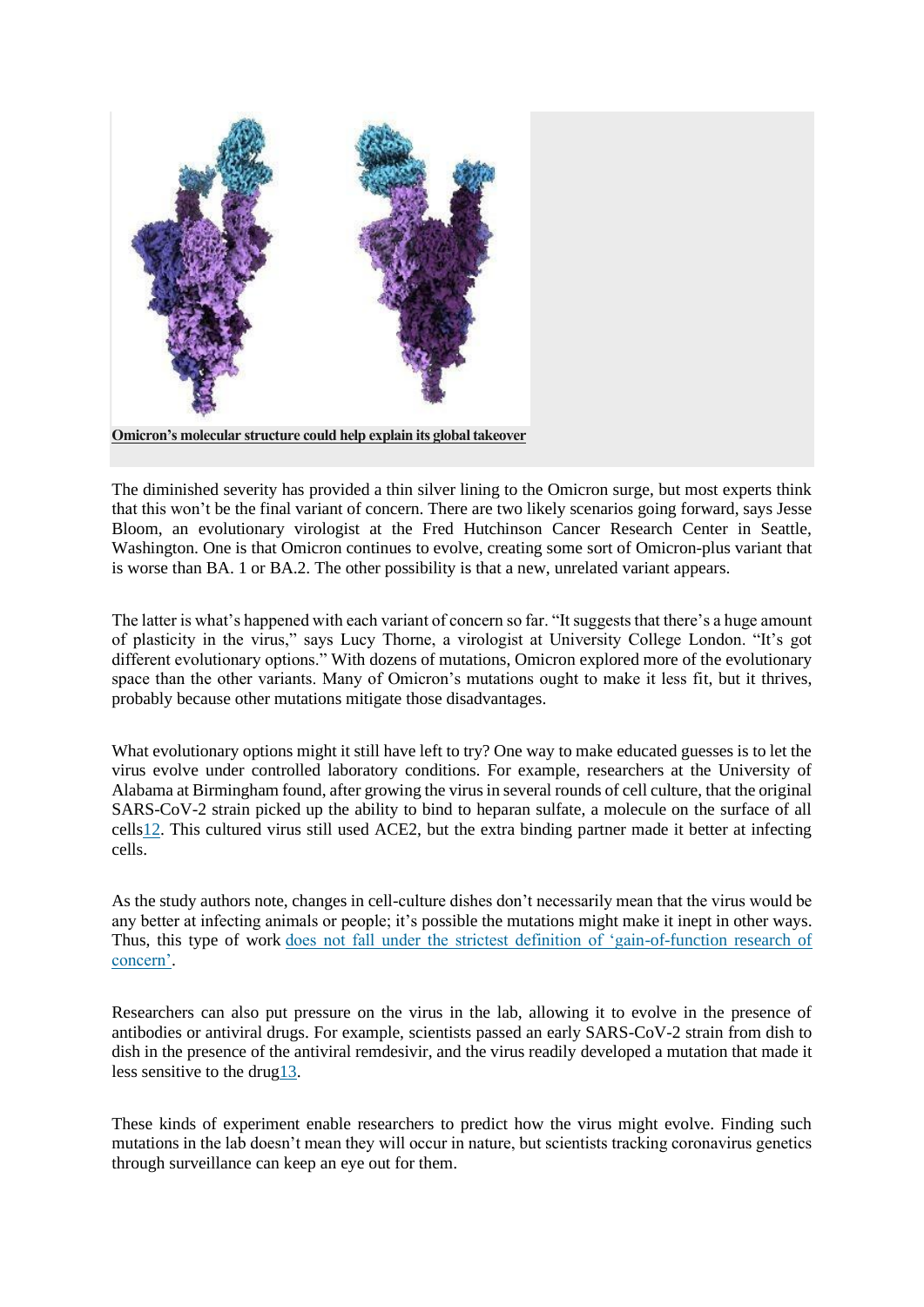**Omicron's molecular structure could help explain its global takeover**

The diminished severity has provided a thin silver lining to the Omicron surge, but most experts think that this won't be the final variant of concern. There are two likely scenarios going forward, says Jesse Bloom, an evolutionary virologist at the Fred Hutchinson Cancer Research Center in Seattle, Washington. One is that Omicron continues to evolve, creating some sort of Omicron-plus variant that is worse than BA. 1 or BA.2. The other possibility is that a new, unrelated variant appears.

The latter is what's happened with each variant of concern so far. "It suggests that there's a huge amount of plasticity in the virus," says Lucy Thorne, a virologist at University College London. "It's got different evolutionary options." With dozens of mutations, Omicron explored more of the evolutionary space than the other variants. Many of Omicron's mutations ought to make it less fit, but it thrives, probably because other mutations mitigate those disadvantages.

What evolutionary options might it still have left to try? One way to make educated guesses is to let the virus evolve under controlled laboratory conditions. For example, researchers at the University of Alabama at Birmingham found, after growing the virus in several rounds of cell culture, that the original SARS-CoV-2 strain picked up the ability to bind to heparan sulfate, a molecule on the surface of all cells[12]. This cultured virus still used ACE2, but the extra binding partner made it better at infecting cells.

As the study authors note, changes in cell-culture dishes don't necessarily mean that the virus would be any better at infecting animals or people; it's possible the mutations might make it inept in other ways. Thus, this type of work does not fall under the strictest definition of 'gain-of-function research of concern'.

Researchers can also put pressure on the virus in the lab, allowing it to evolve in the presence of antibodies or antiviral drugs. For example, scientists passed an early SARS-CoV-2 strain from dish to dish in the presence of the antiviral remdesivir, and the virus readily developed a mutation that made it less sensitive to the drug[13].

These kinds of experiment enable researchers to predict how the virus might evolve. Finding such mutations in the lab doesn't mean they will occur in nature, but scientists tracking coronavirus genetics through surveillance can keep an eye out for them.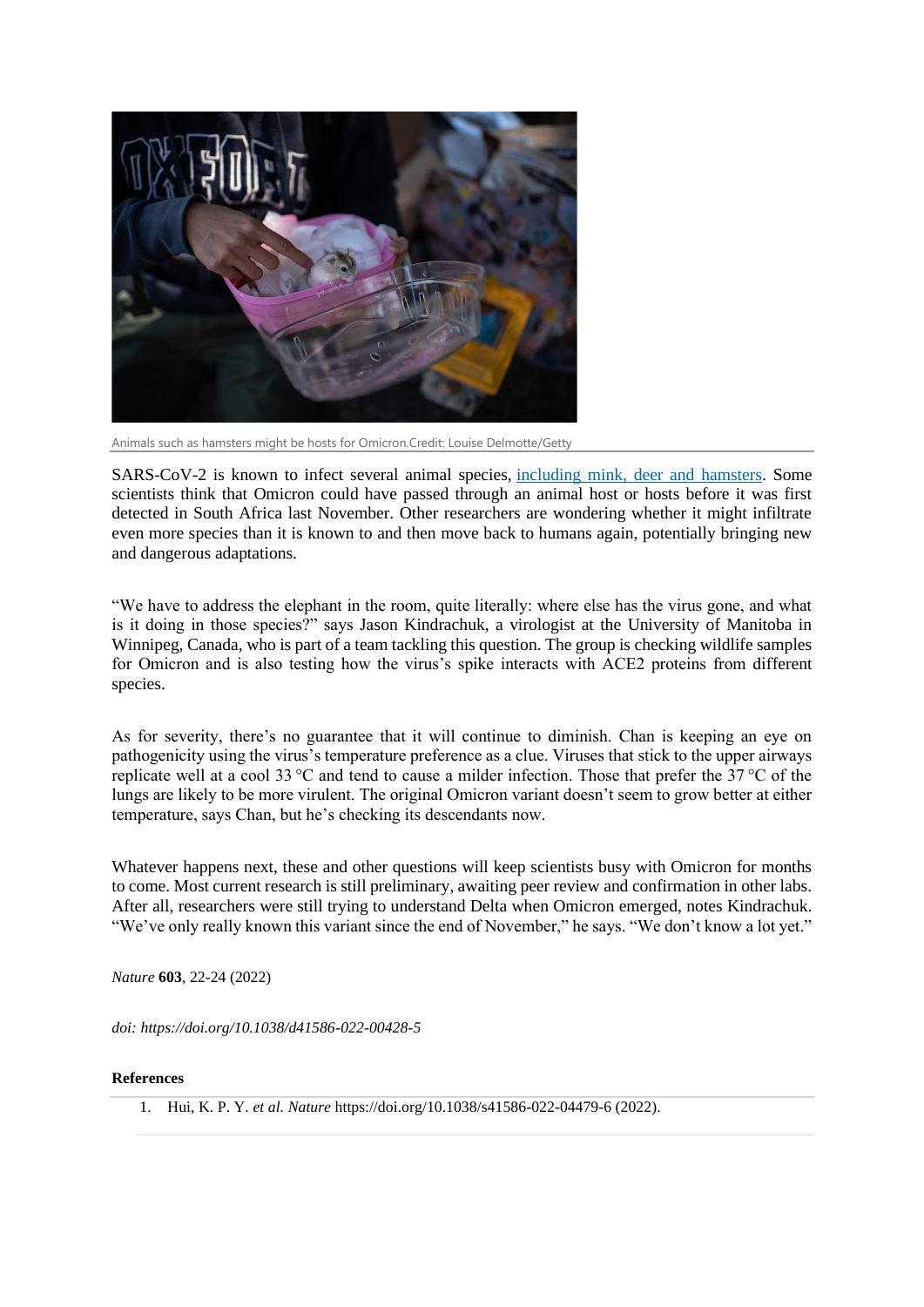Animals such as hamsters might be hosts for Omicron.Credit: Louise Delmotte/Getty

SARS-CoV-2 is known to infect several animal species, [including mink, deer and hamsters](). Some scientists think that Omicron could have passed through an animal host or hosts before it was first detected in South Africa last November. Other researchers are wondering whether it might infiltrate even more species than it is known to and then move back to humans again, potentially bringing new and dangerous adaptations.

"We have to address the elephant in the room, quite literally: where else has the virus gone, and what is it doing in those species?" says Jason Kindrachuk, a virologist at the University of Manitoba in Winnipeg, Canada, who is part of a team tackling this question. The group is checking wildlife samples for Omicron and is also testing how the virus's spike interacts with ACE2 proteins from different species.

As for severity, there's no guarantee that it will continue to diminish. Chan is keeping an eye on pathogenicity using the virus's temperature preference as a clue. Viruses that stick to the upper airways replicate well at a cool 33 °C and tend to cause a milder infection. Those that prefer the 37 °C of the lungs are likely to be more virulent. The original Omicron variant doesn't seem to grow better at either temperature, says Chan, but he's checking its descendants now.

Whatever happens next, these and other questions will keep scientists busy with Omicron for months to come. Most current research is still preliminary, awaiting peer review and confirmation in other labs. After all, researchers were still trying to understand Delta when Omicron emerged, notes Kindrachuk. "We've only really known this variant since the end of November," he says. "We don't know a lot yet."

*Nature* **603**, 22-24 (2022)

*doi: https://doi.org/10.1038/d41586-022-00428-5*

**References**

1. Hui, K. P. Y. *et al. Nature* https://doi.org/10.1038/s41586-022-04479-6 (2022).